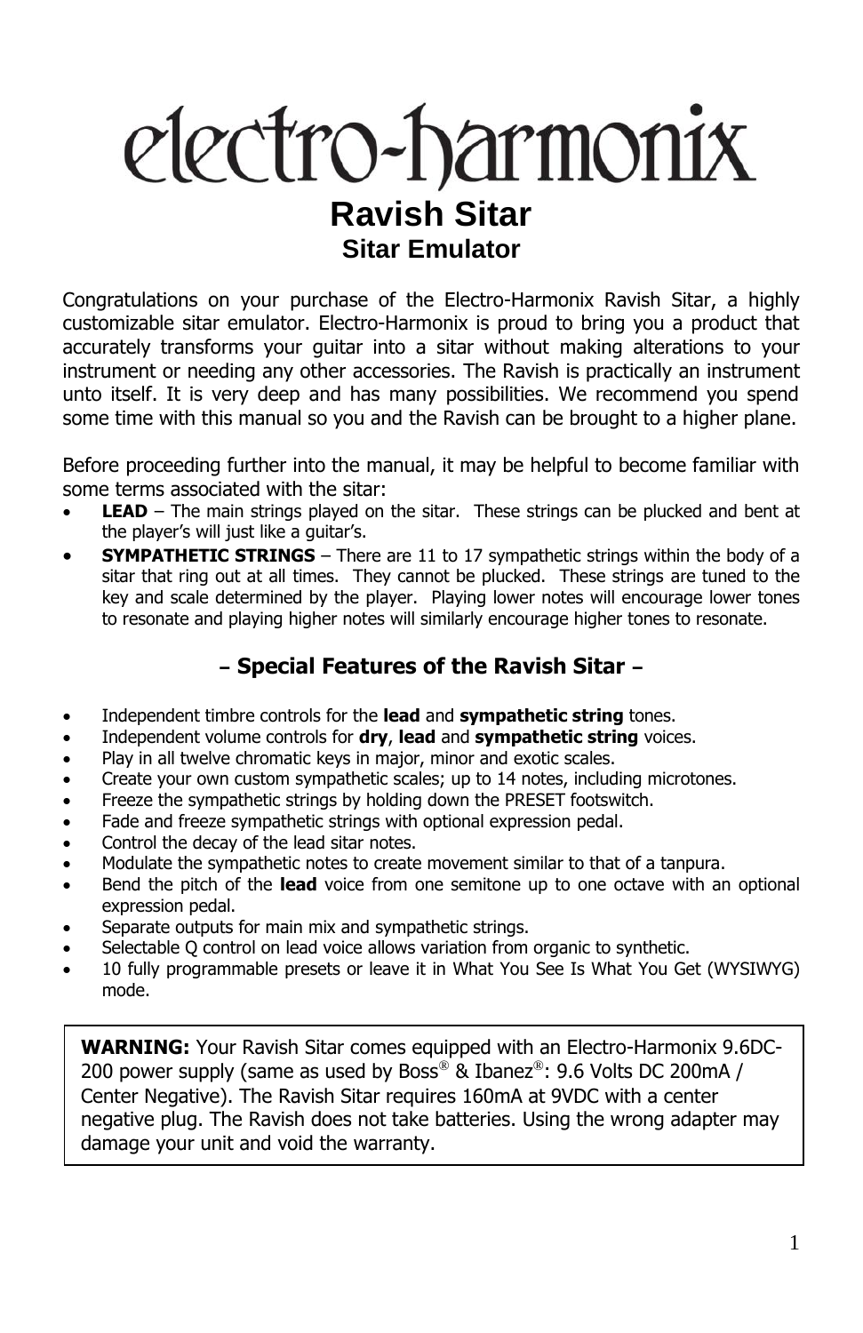# electro-harmonix

# Ravish Sitar

## Sitar Emulator

Congratulations on your purchase of the Electro-Harmonix Ravish Sitar, a highly customizable sitar emulator. Electro-Harmonix is proud to bring you a product that accurately transforms your guitar into a sitar without making alterations to your instrument or needing any other accessories. The Ravish is practically an instrument unto itself. It is very deep and has many possibilities. We recommend you spend some time with this manual so you and the Ravish can be brought to a higher plane.

Before proceeding further into the manual, it may be helpful to become familiar with some terms associated with the sitar:

- **LEAD** – The main strings played on the sitar. These strings can be plucked and bent at the player's will just like a guitar's.
- **SYMPATHETIC STRINGS** – There are 11 to 17 sympathetic strings within the body of a sitar that ring out at all times. They cannot be plucked. These strings are tuned to the key and scale determined by the player. Playing lower notes will encourage lower tones to resonate and playing higher notes will similarly encourage higher tones to resonate.

### – Special Features of the Ravish Sitar –

- Independent timbre controls for the **lead** and **sympathetic string** tones.
- Independent volume controls for **dry**, **lead** and **sympathetic string** voices.
- Play in all twelve chromatic keys in major, minor and exotic scales.
- Create your own custom sympathetic scales; up to 14 notes, including microtones.
- Freeze the sympathetic strings by holding down the PRESET footswitch.
- Fade and freeze sympathetic strings with optional expression pedal.
- Control the decay of the lead sitar notes.
- Modulate the sympathetic notes to create movement similar to that of a tanpura.
- Bend the pitch of the **lead** voice from one semitone up to one octave with an optional expression pedal.
- Separate outputs for main mix and sympathetic strings.
- Selectable Q control on lead voice allows variation from organic to synthetic.
- 10 fully programmable presets or leave it in What You See Is What You Get (WYSIWYG) mode.

**WARNING:** Your Ravish Sitar comes equipped with an Electro-Harmonix 9.6DC-200 power supply (same as used by Boss® & Ibanez®: 9.6 Volts DC 200mA / Center Negative). The Ravish Sitar requires 160mA at 9VDC with a center negative plug. The Ravish does not take batteries. Using the wrong adapter may damage your unit and void the warranty.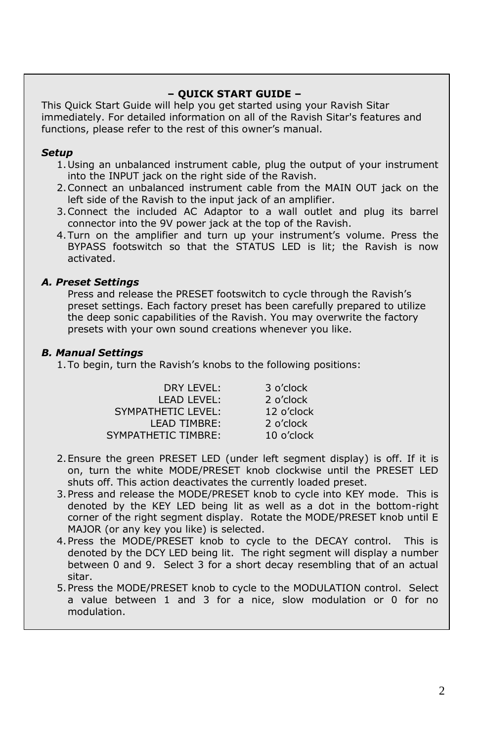## – QUICK START GUIDE –

This Quick Start Guide will help you get started using your Ravish Sitar immediately. For detailed information on all of the Ravish Sitar's features and functions, please refer to the rest of this owner's manual.

### *Setup*

1. Using an unbalanced instrument cable, plug the output of your instrument into the INPUT jack on the right side of the Ravish.
2. Connect an unbalanced instrument cable from the MAIN OUT jack on the left side of the Ravish to the input jack of an amplifier.
3. Connect the included AC Adaptor to a wall outlet and plug its barrel connector into the 9V power jack at the top of the Ravish.
4. Turn on the amplifier and turn up your instrument's volume. Press the BYPASS footswitch so that the STATUS LED is lit; the Ravish is now activated.

### *A. Preset Settings*

Press and release the PRESET footswitch to cycle through the Ravish's preset settings. Each factory preset has been carefully prepared to utilize the deep sonic capabilities of the Ravish. You may overwrite the factory presets with your own sound creations whenever you like.

### *B. Manual Settings*

1. To begin, turn the Ravish's knobs to the following positions:

| | |
|---:|---|
| DRY LEVEL: | 3 o'clock |
| LEAD LEVEL: | 2 o'clock |
| SYMPATHETIC LEVEL: | 12 o'clock |
| LEAD TIMBRE: | 2 o'clock |
| SYMPATHETIC TIMBRE: | 10 o'clock |

2. Ensure the green PRESET LED (under left segment display) is off. If it is on, turn the white MODE/PRESET knob clockwise until the PRESET LED shuts off. This action deactivates the currently loaded preset.
3. Press and release the MODE/PRESET knob to cycle into KEY mode. This is denoted by the KEY LED being lit as well as a dot in the bottom-right corner of the right segment display. Rotate the MODE/PRESET knob until E MAJOR (or any key you like) is selected.
4. Press the MODE/PRESET knob to cycle to the DECAY control. This is denoted by the DCY LED being lit. The right segment will display a number between 0 and 9. Select 3 for a short decay resembling that of an actual sitar.
5. Press the MODE/PRESET knob to cycle to the MODULATION control. Select a value between 1 and 3 for a nice, slow modulation or 0 for no modulation.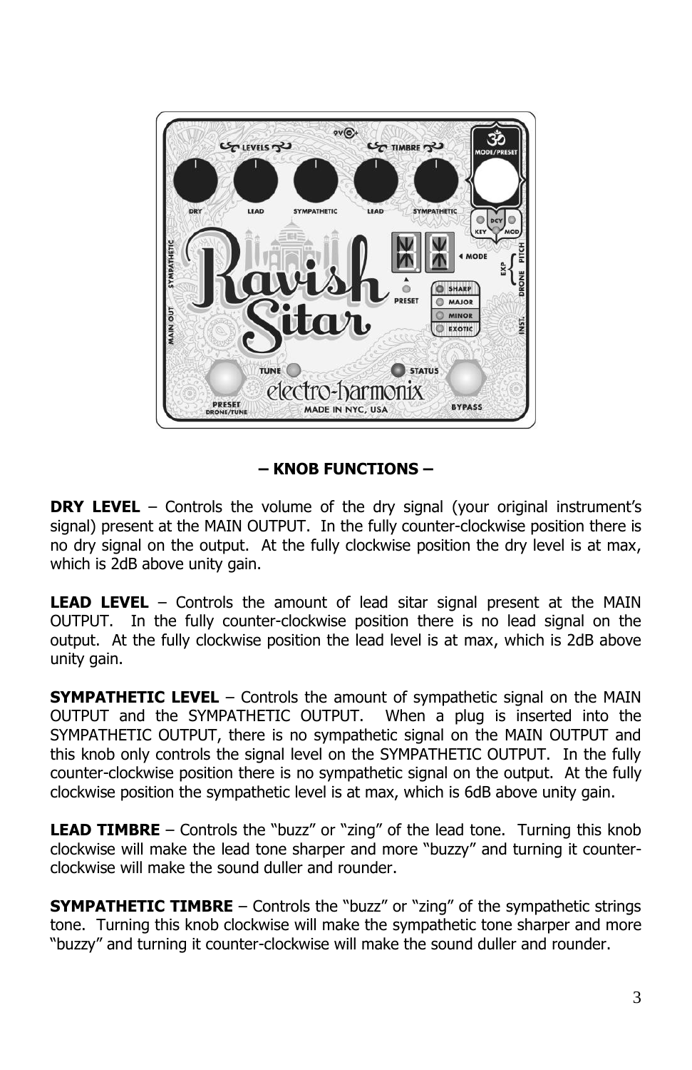## – KNOB FUNCTIONS –

**DRY LEVEL** – Controls the volume of the dry signal (your original instrument's signal) present at the MAIN OUTPUT. In the fully counter-clockwise position there is no dry signal on the output. At the fully clockwise position the dry level is at max, which is 2dB above unity gain.

**LEAD LEVEL** – Controls the amount of lead sitar signal present at the MAIN OUTPUT. In the fully counter-clockwise position there is no lead signal on the output. At the fully clockwise position the lead level is at max, which is 2dB above unity gain.

**SYMPATHETIC LEVEL** – Controls the amount of sympathetic signal on the MAIN OUTPUT and the SYMPATHETIC OUTPUT. When a plug is inserted into the SYMPATHETIC OUTPUT, there is no sympathetic signal on the MAIN OUTPUT and this knob only controls the signal level on the SYMPATHETIC OUTPUT. In the fully counter-clockwise position there is no sympathetic signal on the output. At the fully clockwise position the sympathetic level is at max, which is 6dB above unity gain.

**LEAD TIMBRE** – Controls the "buzz" or "zing" of the lead tone. Turning this knob clockwise will make the lead tone sharper and more "buzzy" and turning it counter-clockwise will make the sound duller and rounder.

**SYMPATHETIC TIMBRE** – Controls the "buzz" or "zing" of the sympathetic strings tone. Turning this knob clockwise will make the sympathetic tone sharper and more "buzzy" and turning it counter-clockwise will make the sound duller and rounder.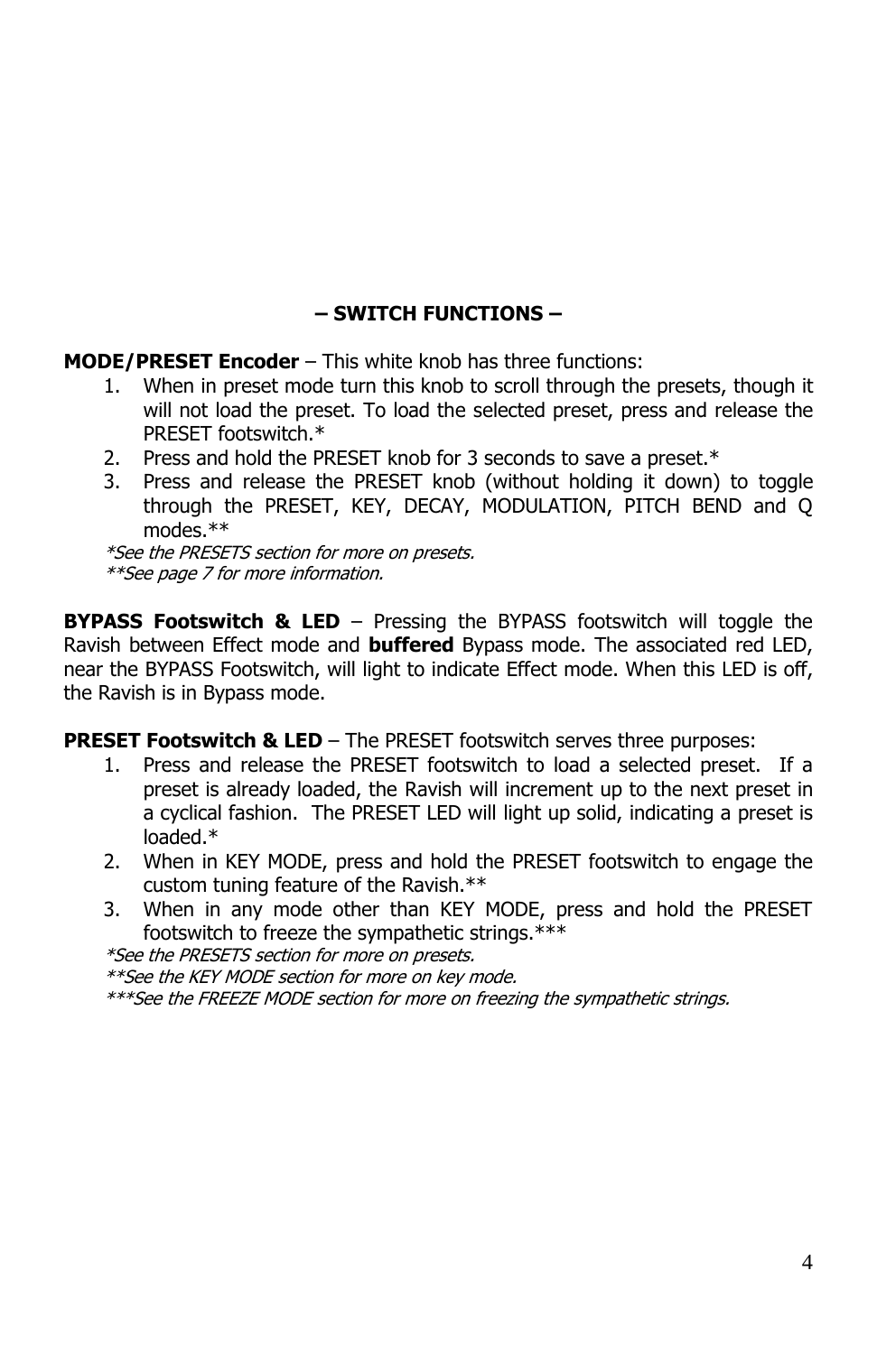## – SWITCH FUNCTIONS –

**MODE/PRESET Encoder** – This white knob has three functions:

1. When in preset mode turn this knob to scroll through the presets, though it will not load the preset. To load the selected preset, press and release the PRESET footswitch.*
2. Press and hold the PRESET knob for 3 seconds to save a preset.*
3. Press and release the PRESET knob (without holding it down) to toggle through the PRESET, KEY, DECAY, MODULATION, PITCH BEND and Q modes.**

*\*See the PRESETS section for more on presets.*
*\*\*See page 7 for more information.*

**BYPASS Footswitch & LED** – Pressing the BYPASS footswitch will toggle the Ravish between Effect mode and **buffered** Bypass mode. The associated red LED, near the BYPASS Footswitch, will light to indicate Effect mode. When this LED is off, the Ravish is in Bypass mode.

**PRESET Footswitch & LED** – The PRESET footswitch serves three purposes:

1. Press and release the PRESET footswitch to load a selected preset. If a preset is already loaded, the Ravish will increment up to the next preset in a cyclical fashion. The PRESET LED will light up solid, indicating a preset is loaded.*
2. When in KEY MODE, press and hold the PRESET footswitch to engage the custom tuning feature of the Ravish.**
3. When in any mode other than KEY MODE, press and hold the PRESET footswitch to freeze the sympathetic strings.***

*\*See the PRESETS section for more on presets.*
*\*\*See the KEY MODE section for more on key mode.*
*\*\*\*See the FREEZE MODE section for more on freezing the sympathetic strings.*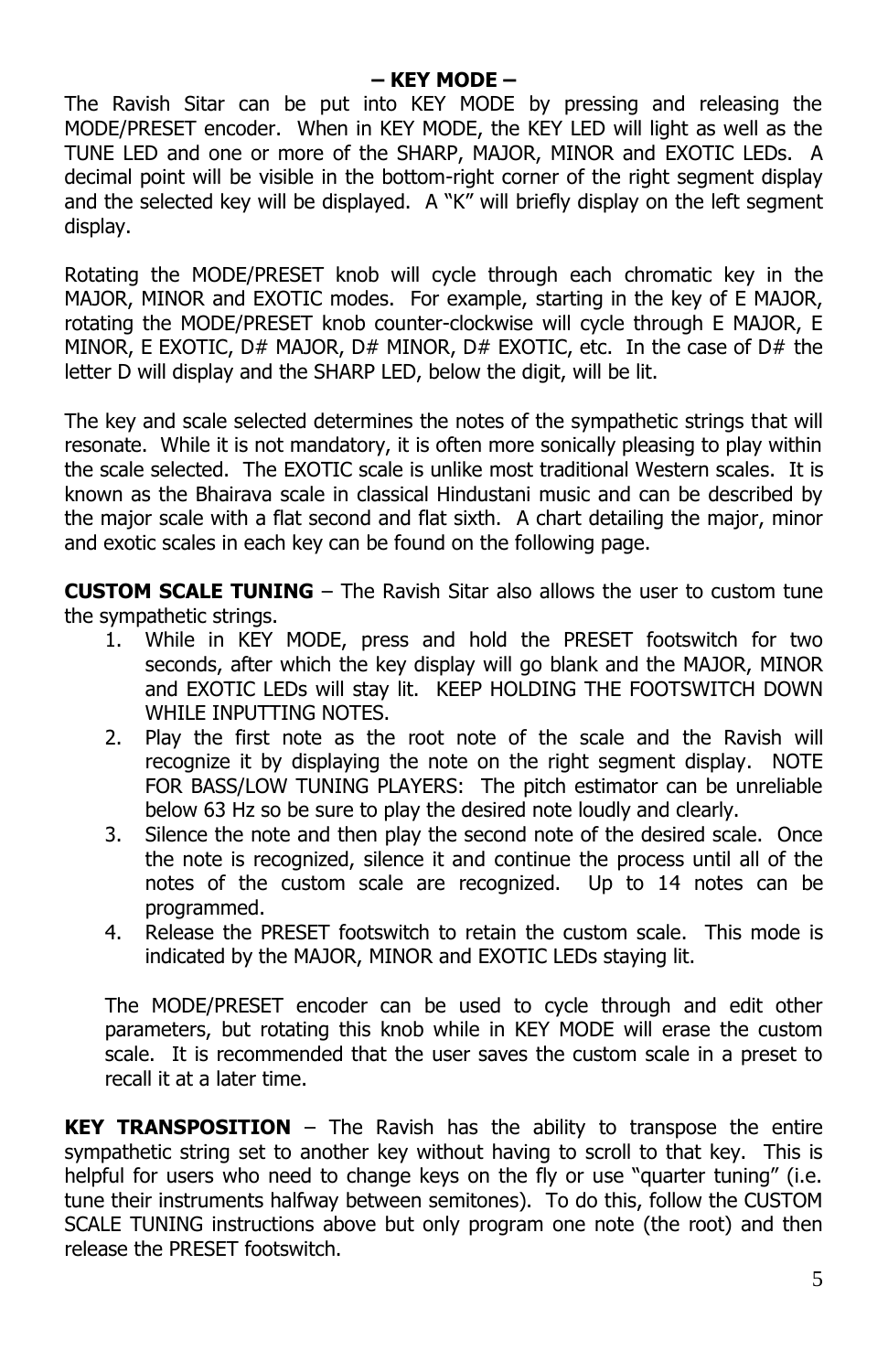## – KEY MODE –

The Ravish Sitar can be put into KEY MODE by pressing and releasing the MODE/PRESET encoder. When in KEY MODE, the KEY LED will light as well as the TUNE LED and one or more of the SHARP, MAJOR, MINOR and EXOTIC LEDs. A decimal point will be visible in the bottom-right corner of the right segment display and the selected key will be displayed. A "K" will briefly display on the left segment display.

Rotating the MODE/PRESET knob will cycle through each chromatic key in the MAJOR, MINOR and EXOTIC modes. For example, starting in the key of E MAJOR, rotating the MODE/PRESET knob counter-clockwise will cycle through E MAJOR, E MINOR, E EXOTIC, D# MAJOR, D# MINOR, D# EXOTIC, etc. In the case of D# the letter D will display and the SHARP LED, below the digit, will be lit.

The key and scale selected determines the notes of the sympathetic strings that will resonate. While it is not mandatory, it is often more sonically pleasing to play within the scale selected. The EXOTIC scale is unlike most traditional Western scales. It is known as the Bhairava scale in classical Hindustani music and can be described by the major scale with a flat second and flat sixth. A chart detailing the major, minor and exotic scales in each key can be found on the following page.

**CUSTOM SCALE TUNING** – The Ravish Sitar also allows the user to custom tune the sympathetic strings.

1. While in KEY MODE, press and hold the PRESET footswitch for two seconds, after which the key display will go blank and the MAJOR, MINOR and EXOTIC LEDs will stay lit. KEEP HOLDING THE FOOTSWITCH DOWN WHILE INPUTTING NOTES.
2. Play the first note as the root note of the scale and the Ravish will recognize it by displaying the note on the right segment display. NOTE FOR BASS/LOW TUNING PLAYERS: The pitch estimator can be unreliable below 63 Hz so be sure to play the desired note loudly and clearly.
3. Silence the note and then play the second note of the desired scale. Once the note is recognized, silence it and continue the process until all of the notes of the custom scale are recognized. Up to 14 notes can be programmed.
4. Release the PRESET footswitch to retain the custom scale. This mode is indicated by the MAJOR, MINOR and EXOTIC LEDs staying lit.

The MODE/PRESET encoder can be used to cycle through and edit other parameters, but rotating this knob while in KEY MODE will erase the custom scale. It is recommended that the user saves the custom scale in a preset to recall it at a later time.

**KEY TRANSPOSITION** – The Ravish has the ability to transpose the entire sympathetic string set to another key without having to scroll to that key. This is helpful for users who need to change keys on the fly or use "quarter tuning" (i.e. tune their instruments halfway between semitones). To do this, follow the CUSTOM SCALE TUNING instructions above but only program one note (the root) and then release the PRESET footswitch.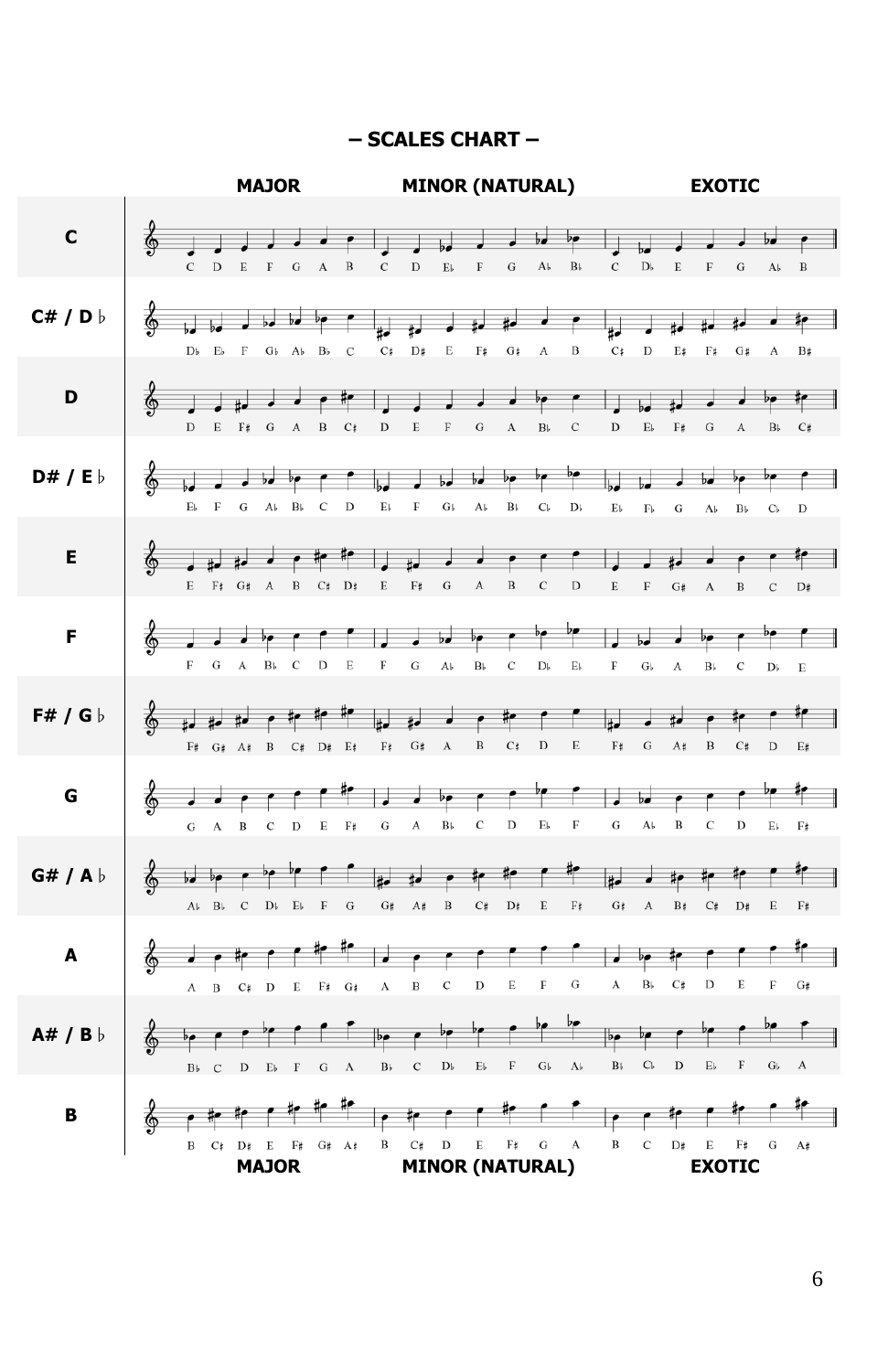# – SCALES CHART –

| | MAJOR | MINOR (NATURAL) | EXOTIC |
|---|---|---|---|
| **C** | C D E F G A B | C D E♭ F G A♭ B♭ | C D♭ E F G A♭ B |
| **C# / D♭** | D♭ E♭ F G♭ A♭ B♭ C | C♯ D♯ E F♯ G♯ A B | C♯ D E♯ F♯ G♯ A B♯ |
| **D** | D E F♯ G A B C♯ | D E F G A B♭ C | D E♭ F♯ G A B♭ C♯ |
| **D# / E♭** | E♭ F G A♭ B♭ C D | E♭ F G♭ A♭ B♭ C♭ D♭ | E♭ F♭ G A♭ B♭ C♭ D |
| **E** | E F♯ G♯ A B C♯ D♯ | E F♯ G A B C D | E F G♯ A B C D♯ |
| **F** | F G A B♭ C D E | F G A♭ B♭ C D♭ E♭ | F G♭ A B♭ C D♭ E |
| **F# / G♭** | F♯ G♯ A♯ B C♯ D♯ E♯ | F♯ G♯ A B C♯ D E | F♯ G A♯ B C♯ D E♯ |
| **G** | G A B C D E F♯ | G A B♭ C D E♭ F | G A♭ B C D E♭ F♯ |
| **G# / A♭** | A♭ B♭ C D♭ E♭ F G | G♯ A♯ B C♯ D♯ E F♯ | G♯ A B♯ C♯ D♯ E F♯ |
| **A** | A B C♯ D E F♯ G♯ | A B C D E F G | A B♭ C♯ D E F G♯ |
| **A# / B♭** | B♭ C D E♭ F G A | B♭ C D♭ E♭ F G♭ A♭ | B♭ C♭ D E♭ F G♭ A |
| **B** | B C♯ D♯ E F♯ G♯ A♯ | B C♯ D E F♯ G A | B C D♯ E F♯ G A♯ |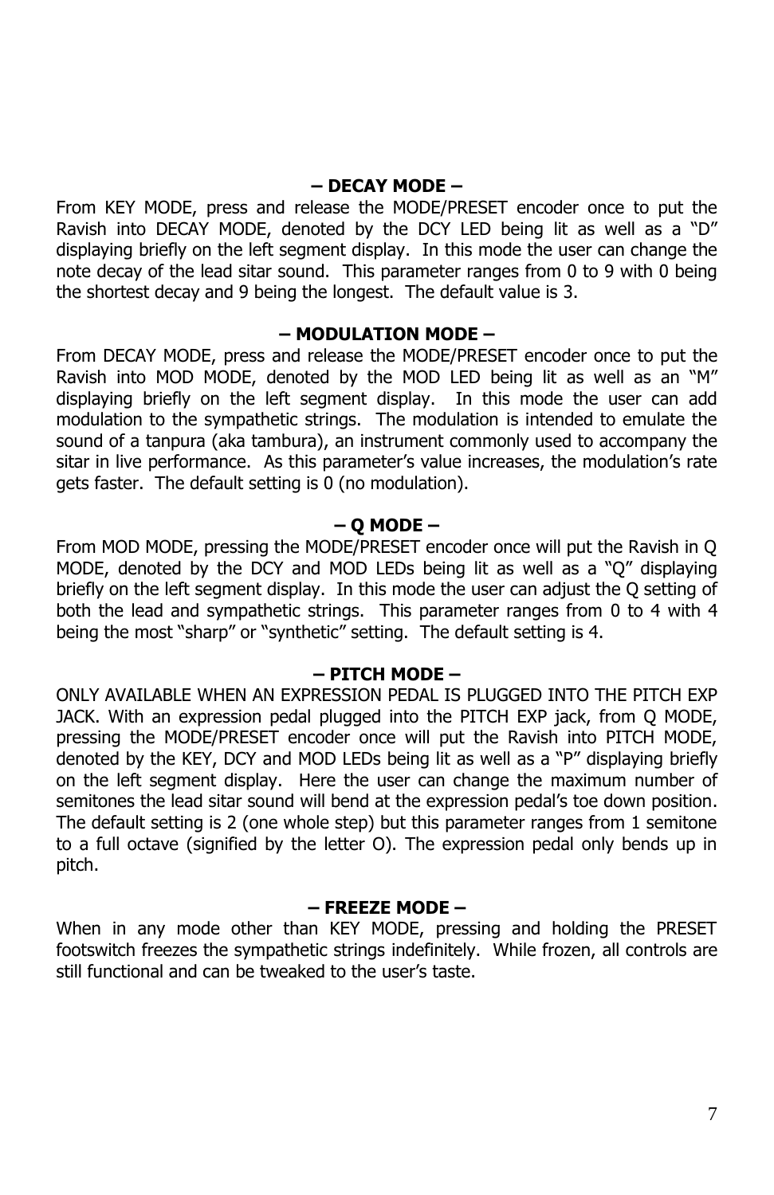### – DECAY MODE –

From KEY MODE, press and release the MODE/PRESET encoder once to put the Ravish into DECAY MODE, denoted by the DCY LED being lit as well as a "D" displaying briefly on the left segment display. In this mode the user can change the note decay of the lead sitar sound. This parameter ranges from 0 to 9 with 0 being the shortest decay and 9 being the longest. The default value is 3.

### – MODULATION MODE –

From DECAY MODE, press and release the MODE/PRESET encoder once to put the Ravish into MOD MODE, denoted by the MOD LED being lit as well as an "M" displaying briefly on the left segment display. In this mode the user can add modulation to the sympathetic strings. The modulation is intended to emulate the sound of a tanpura (aka tambura), an instrument commonly used to accompany the sitar in live performance. As this parameter's value increases, the modulation's rate gets faster. The default setting is 0 (no modulation).

### – Q MODE –

From MOD MODE, pressing the MODE/PRESET encoder once will put the Ravish in Q MODE, denoted by the DCY and MOD LEDs being lit as well as a "Q" displaying briefly on the left segment display. In this mode the user can adjust the Q setting of both the lead and sympathetic strings. This parameter ranges from 0 to 4 with 4 being the most "sharp" or "synthetic" setting. The default setting is 4.

### – PITCH MODE –

ONLY AVAILABLE WHEN AN EXPRESSION PEDAL IS PLUGGED INTO THE PITCH EXP JACK. With an expression pedal plugged into the PITCH EXP jack, from Q MODE, pressing the MODE/PRESET encoder once will put the Ravish into PITCH MODE, denoted by the KEY, DCY and MOD LEDs being lit as well as a "P" displaying briefly on the left segment display. Here the user can change the maximum number of semitones the lead sitar sound will bend at the expression pedal's toe down position. The default setting is 2 (one whole step) but this parameter ranges from 1 semitone to a full octave (signified by the letter O). The expression pedal only bends up in pitch.

### – FREEZE MODE –

When in any mode other than KEY MODE, pressing and holding the PRESET footswitch freezes the sympathetic strings indefinitely. While frozen, all controls are still functional and can be tweaked to the user's taste.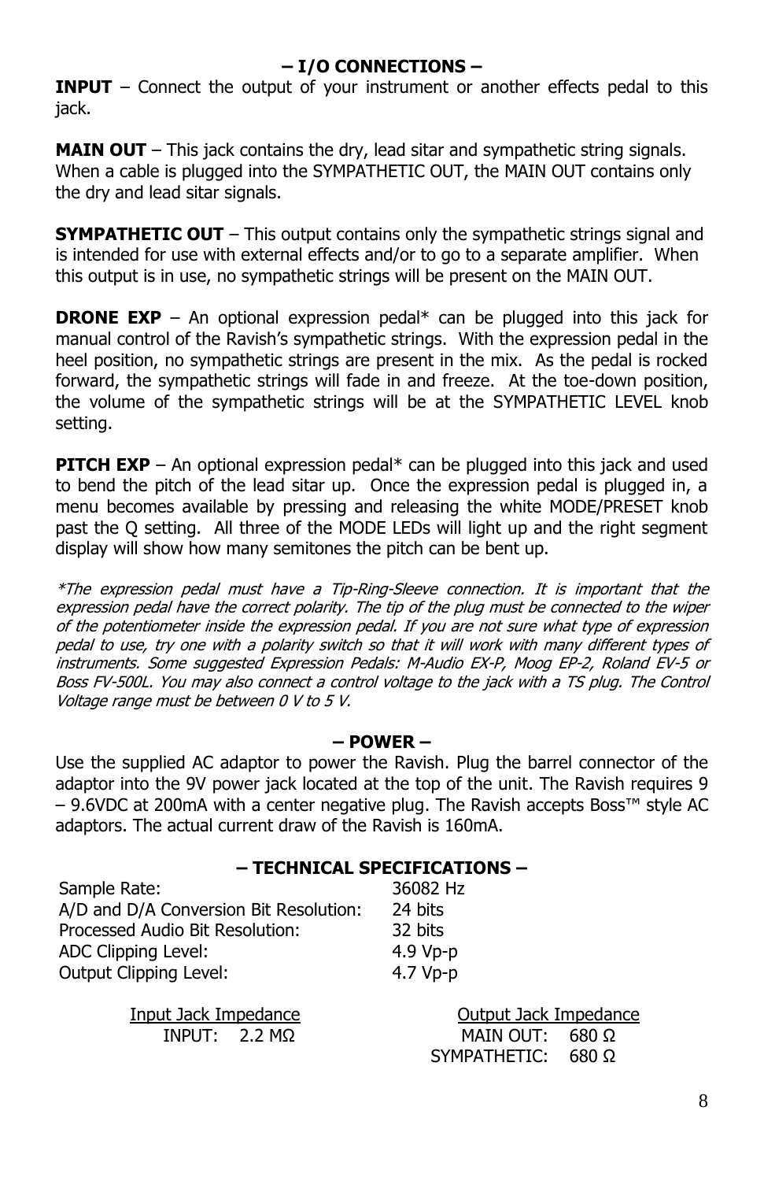## – I/O CONNECTIONS –

**INPUT** – Connect the output of your instrument or another effects pedal to this jack.

**MAIN OUT** – This jack contains the dry, lead sitar and sympathetic string signals. When a cable is plugged into the SYMPATHETIC OUT, the MAIN OUT contains only the dry and lead sitar signals.

**SYMPATHETIC OUT** – This output contains only the sympathetic strings signal and is intended for use with external effects and/or to go to a separate amplifier. When this output is in use, no sympathetic strings will be present on the MAIN OUT.

**DRONE EXP** – An optional expression pedal* can be plugged into this jack for manual control of the Ravish's sympathetic strings. With the expression pedal in the heel position, no sympathetic strings are present in the mix. As the pedal is rocked forward, the sympathetic strings will fade in and freeze. At the toe-down position, the volume of the sympathetic strings will be at the SYMPATHETIC LEVEL knob setting.

**PITCH EXP** – An optional expression pedal* can be plugged into this jack and used to bend the pitch of the lead sitar up. Once the expression pedal is plugged in, a menu becomes available by pressing and releasing the white MODE/PRESET knob past the Q setting. All three of the MODE LEDs will light up and the right segment display will show how many semitones the pitch can be bent up.

*\*The expression pedal must have a Tip-Ring-Sleeve connection. It is important that the expression pedal have the correct polarity. The tip of the plug must be connected to the wiper of the potentiometer inside the expression pedal. If you are not sure what type of expression pedal to use, try one with a polarity switch so that it will work with many different types of instruments. Some suggested Expression Pedals: M-Audio EX-P, Moog EP-2, Roland EV-5 or Boss FV-500L. You may also connect a control voltage to the jack with a TS plug. The Control Voltage range must be between 0 V to 5 V.*

## – POWER –

Use the supplied AC adaptor to power the Ravish. Plug the barrel connector of the adaptor into the 9V power jack located at the top of the unit. The Ravish requires 9 – 9.6VDC at 200mA with a center negative plug. The Ravish accepts Boss™ style AC adaptors. The actual current draw of the Ravish is 160mA.

## – TECHNICAL SPECIFICATIONS –

| | |
|---|---|
| Sample Rate: | 36082 Hz |
| A/D and D/A Conversion Bit Resolution: | 24 bits |
| Processed Audio Bit Resolution: | 32 bits |
| ADC Clipping Level: | 4.9 Vp-p |
| Output Clipping Level: | 4.7 Vp-p |

| Input Jack Impedance | | Output Jack Impedance | |
|---|---|---|---|
| INPUT: | 2.2 MΩ | MAIN OUT: | 680 Ω |
| | | SYMPATHETIC: | 680 Ω |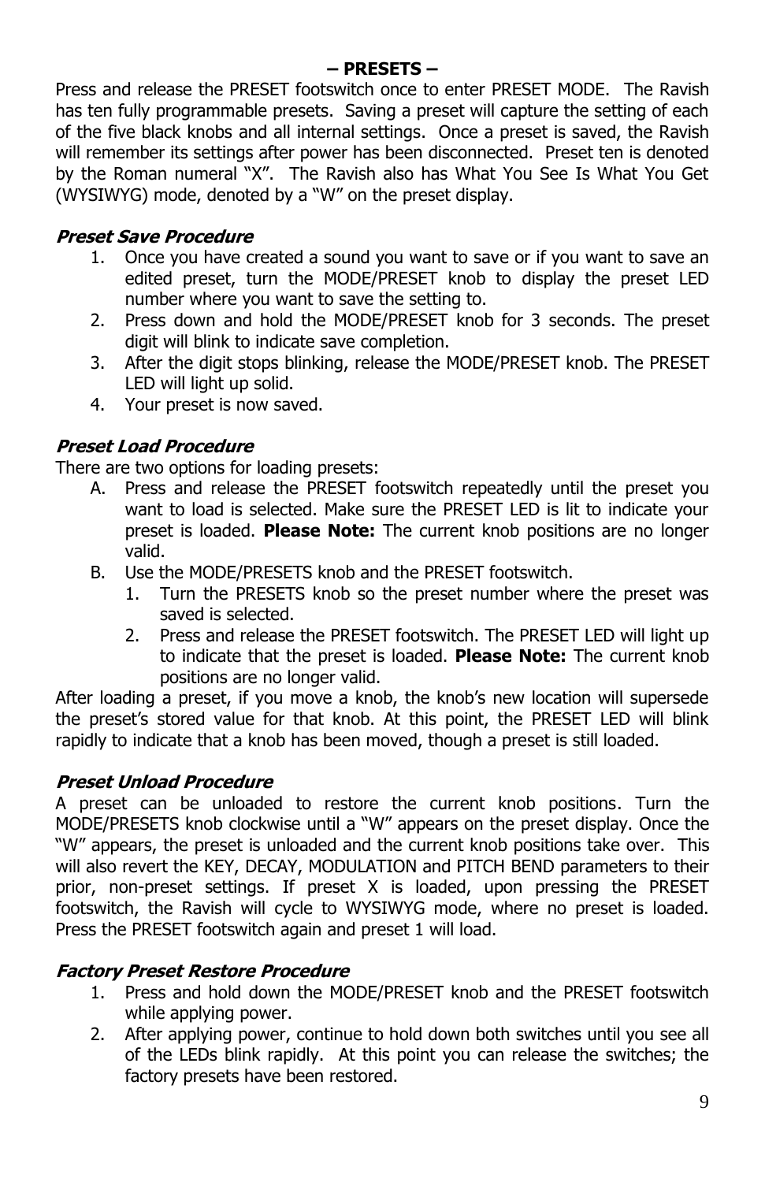## – PRESETS –

Press and release the PRESET footswitch once to enter PRESET MODE. The Ravish has ten fully programmable presets. Saving a preset will capture the setting of each of the five black knobs and all internal settings. Once a preset is saved, the Ravish will remember its settings after power has been disconnected. Preset ten is denoted by the Roman numeral "X". The Ravish also has What You See Is What You Get (WYSIWYG) mode, denoted by a "W" on the preset display.

***Preset Save Procedure***

1. Once you have created a sound you want to save or if you want to save an edited preset, turn the MODE/PRESET knob to display the preset LED number where you want to save the setting to.
2. Press down and hold the MODE/PRESET knob for 3 seconds. The preset digit will blink to indicate save completion.
3. After the digit stops blinking, release the MODE/PRESET knob. The PRESET LED will light up solid.
4. Your preset is now saved.

***Preset Load Procedure***

There are two options for loading presets:

A. Press and release the PRESET footswitch repeatedly until the preset you want to load is selected. Make sure the PRESET LED is lit to indicate your preset is loaded. **Please Note:** The current knob positions are no longer valid.
B. Use the MODE/PRESETS knob and the PRESET footswitch.
   1. Turn the PRESETS knob so the preset number where the preset was saved is selected.
   2. Press and release the PRESET footswitch. The PRESET LED will light up to indicate that the preset is loaded. **Please Note:** The current knob positions are no longer valid.

After loading a preset, if you move a knob, the knob's new location will supersede the preset's stored value for that knob. At this point, the PRESET LED will blink rapidly to indicate that a knob has been moved, though a preset is still loaded.

***Preset Unload Procedure***

A preset can be unloaded to restore the current knob positions. Turn the MODE/PRESETS knob clockwise until a "W" appears on the preset display. Once the "W" appears, the preset is unloaded and the current knob positions take over. This will also revert the KEY, DECAY, MODULATION and PITCH BEND parameters to their prior, non-preset settings. If preset X is loaded, upon pressing the PRESET footswitch, the Ravish will cycle to WYSIWYG mode, where no preset is loaded. Press the PRESET footswitch again and preset 1 will load.

***Factory Preset Restore Procedure***

1. Press and hold down the MODE/PRESET knob and the PRESET footswitch while applying power.
2. After applying power, continue to hold down both switches until you see all of the LEDs blink rapidly. At this point you can release the switches; the factory presets have been restored.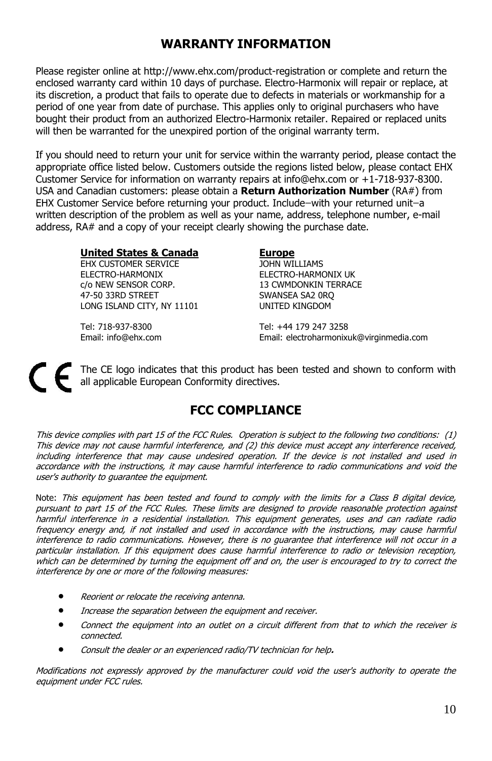## WARRANTY INFORMATION

Please register online at http://www.ehx.com/product-registration or complete and return the enclosed warranty card within 10 days of purchase. Electro-Harmonix will repair or replace, at its discretion, a product that fails to operate due to defects in materials or workmanship for a period of one year from date of purchase. This applies only to original purchasers who have bought their product from an authorized Electro-Harmonix retailer. Repaired or replaced units will then be warranted for the unexpired portion of the original warranty term.

If you should need to return your unit for service within the warranty period, please contact the appropriate office listed below. Customers outside the regions listed below, please contact EHX Customer Service for information on warranty repairs at info@ehx.com or +1-718-937-8300. USA and Canadian customers: please obtain a **Return Authorization Number** (RA#) from EHX Customer Service before returning your product. Include−with your returned unit−a written description of the problem as well as your name, address, telephone number, e-mail address, RA# and a copy of your receipt clearly showing the purchase date.

**United States & Canada**

EHX CUSTOMER SERVICE
ELECTRO-HARMONIX
c/o NEW SENSOR CORP.
47-50 33RD STREET
LONG ISLAND CITY, NY 11101

Tel: 718-937-8300
Email: info@ehx.com

**Europe**

JOHN WILLIAMS
ELECTRO-HARMONIX UK
13 CWMDONKIN TERRACE
SWANSEA SA2 0RQ
UNITED KINGDOM

Tel: +44 179 247 3258
Email: electroharmonixuk@virginmedia.com

CE

The CE logo indicates that this product has been tested and shown to conform with all applicable European Conformity directives.

## FCC COMPLIANCE

*This device complies with part 15 of the FCC Rules. Operation is subject to the following two conditions: (1) This device may not cause harmful interference, and (2) this device must accept any interference received, including interference that may cause undesired operation. If the device is not installed and used in accordance with the instructions, it may cause harmful interference to radio communications and void the user's authority to guarantee the equipment.*

Note: *This equipment has been tested and found to comply with the limits for a Class B digital device, pursuant to part 15 of the FCC Rules. These limits are designed to provide reasonable protection against harmful interference in a residential installation. This equipment generates, uses and can radiate radio frequency energy and, if not installed and used in accordance with the instructions, may cause harmful interference to radio communications. However, there is no guarantee that interference will not occur in a particular installation. If this equipment does cause harmful interference to radio or television reception, which can be determined by turning the equipment off and on, the user is encouraged to try to correct the interference by one or more of the following measures:*

- *Reorient or relocate the receiving antenna.*
- *Increase the separation between the equipment and receiver.*
- *Connect the equipment into an outlet on a circuit different from that to which the receiver is connected.*
- *Consult the dealer or an experienced radio/TV technician for help.*

*Modifications not expressly approved by the manufacturer could void the user's authority to operate the equipment under FCC rules.*